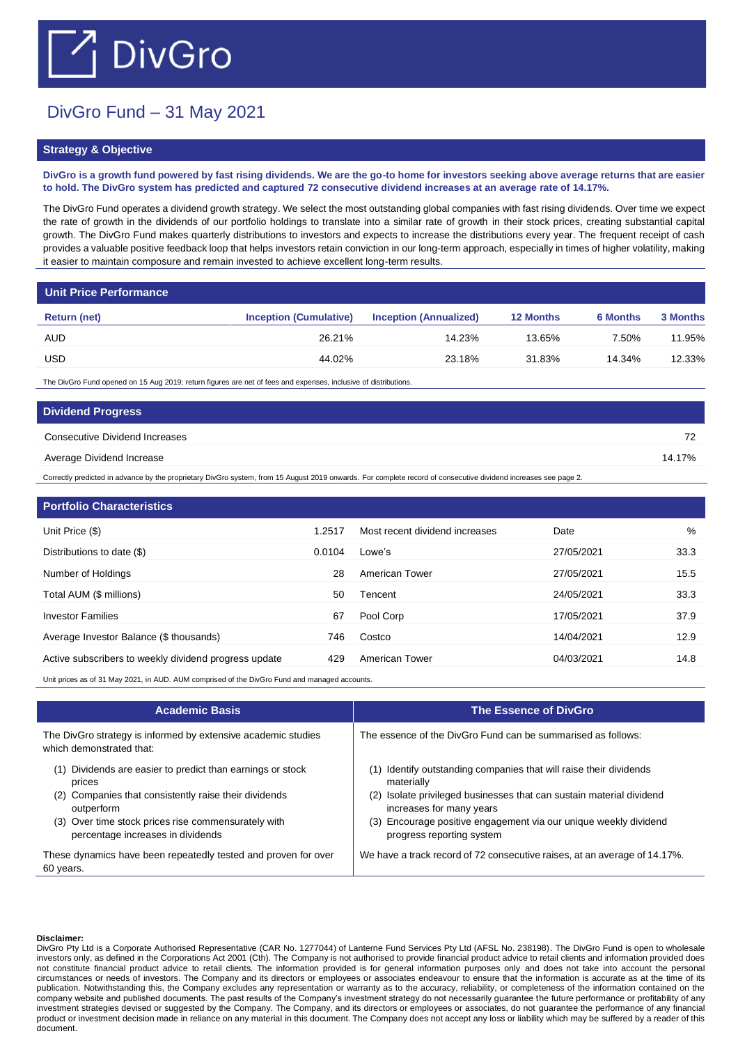# DivGro

## DivGro Fund – 31 May 2021

### Strategy & Objective

**DivGro is a growth fund powered by fast rising dividends. We are the go-to home for investors seeking above average returns that are easier to hold. The DivGro system has predicted and captured 72 consecutive dividend increases at an average rate of 14.17%.**

The DivGro Fund operates a dividend growth strategy. We select the most outstanding global companies with fast rising dividends. Over time we expect the rate of growth in the dividends of our portfolio holdings to translate into a similar rate of growth in their stock prices, creating substantial capital growth. The DivGro Fund makes quarterly distributions to investors and expects to increase the distributions every year. The frequent receipt of cash provides a valuable positive feedback loop that helps investors retain conviction in our long-term approach, especially in times of higher volatility, making it easier to maintain composure and remain invested to achieve excellent long-term results.

### Unit Price Performance

| Return (net) | Inception (Cumulative) | Inception (Annualized) | 12 Months | 6 Months | 3 Months |
|---|---|---|---|---|---|
| AUD | 26.21% | 14.23% | 13.65% | 7.50% | 11.95% |
| USD | 44.02% | 23.18% | 31.83% | 14.34% | 12.33% |

The DivGro Fund opened on 15 Aug 2019; return figures are net of fees and expenses, inclusive of distributions.

### Dividend Progress

| | |
|---|---|
| Consecutive Dividend Increases | 72 |
| Average Dividend Increase | 14.17% |

Correctly predicted in advance by the proprietary DivGro system, from 15 August 2019 onwards. For complete record of consecutive dividend increases see page 2.

### Portfolio Characteristics

| | | Most recent dividend increases | Date | % |
|---|---|---|---|---|
| Unit Price ($) | 1.2517 | Lowe's | 27/05/2021 | 33.3 |
| Distributions to date ($) | 0.0104 | American Tower | 27/05/2021 | 15.5 |
| Number of Holdings | 28 | Tencent | 24/05/2021 | 33.3 |
| Total AUM ($ millions) | 50 | Pool Corp | 17/05/2021 | 37.9 |
| Investor Families | 67 | Costco | 14/04/2021 | 12.9 |
| Average Investor Balance ($ thousands) | 746 | American Tower | 04/03/2021 | 14.8 |
| Active subscribers to weekly dividend progress update | 429 | | | |

Unit prices as of 31 May 2021, in AUD. AUM comprised of the DivGro Fund and managed accounts.

### Academic Basis

The DivGro strategy is informed by extensive academic studies which demonstrated that:

1. Dividends are easier to predict than earnings or stock prices
2. Companies that consistently raise their dividends outperform
3. Over time stock prices rise commensurately with percentage increases in dividends

These dynamics have been repeatedly tested and proven for over 60 years.

### The Essence of DivGro

The essence of the DivGro Fund can be summarised as follows:

1. Identify outstanding companies that will raise their dividends materially
2. Isolate privileged businesses that can sustain material dividend increases for many years
3. Encourage positive engagement via our unique weekly dividend progress reporting system

We have a track record of 72 consecutive raises, at an average of 14.17%.

**Disclaimer:**
DivGro Pty Ltd is a Corporate Authorised Representative (CAR No. 1277044) of Lanterne Fund Services Pty Ltd (AFSL No. 238198). The DivGro Fund is open to wholesale investors only, as defined in the Corporations Act 2001 (Cth). The Company is not authorised to provide financial product advice to retail clients and information provided does not constitute financial product advice to retail clients. The information provided is for general information purposes only and does not take into account the personal circumstances or needs of investors. The Company and its directors or employees or associates endeavour to ensure that the information is accurate as at the time of its publication. Notwithstanding this, the Company excludes any representation or warranty as to the accuracy, reliability, or completeness of the information contained on the company website and published documents. The past results of the Company's investment strategy do not necessarily guarantee the future performance or profitability of any investment strategies devised or suggested by the Company. The Company, and its directors or employees or associates, do not guarantee the performance of any financial product or investment decision made in reliance on any material in this document. The Company does not accept any loss or liability which may be suffered by a reader of this document.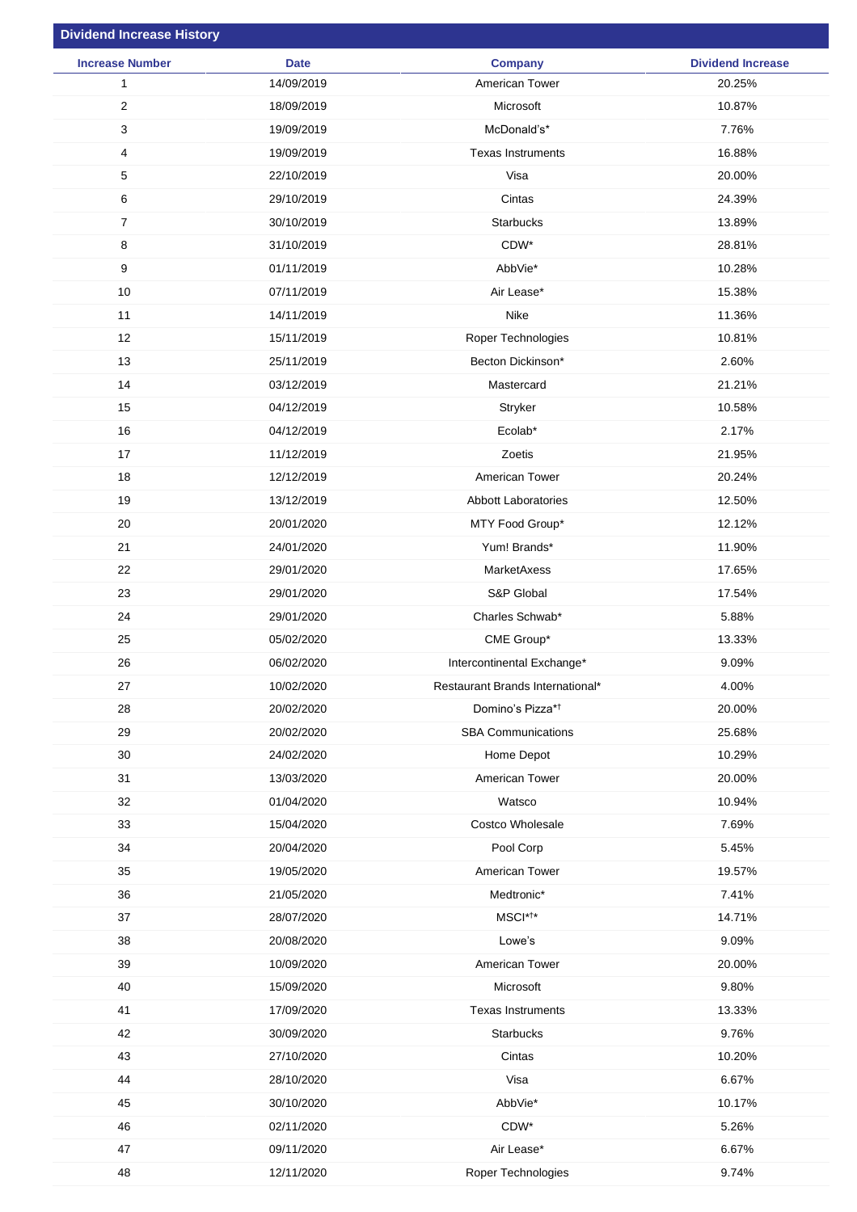## Dividend Increase History

| Increase Number | Date | Company | Dividend Increase |
|---|---|---|---|
| 1 | 14/09/2019 | American Tower | 20.25% |
| 2 | 18/09/2019 | Microsoft | 10.87% |
| 3 | 19/09/2019 | McDonald's* | 7.76% |
| 4 | 19/09/2019 | Texas Instruments | 16.88% |
| 5 | 22/10/2019 | Visa | 20.00% |
| 6 | 29/10/2019 | Cintas | 24.39% |
| 7 | 30/10/2019 | Starbucks | 13.89% |
| 8 | 31/10/2019 | CDW* | 28.81% |
| 9 | 01/11/2019 | AbbVie* | 10.28% |
| 10 | 07/11/2019 | Air Lease* | 15.38% |
| 11 | 14/11/2019 | Nike | 11.36% |
| 12 | 15/11/2019 | Roper Technologies | 10.81% |
| 13 | 25/11/2019 | Becton Dickinson* | 2.60% |
| 14 | 03/12/2019 | Mastercard | 21.21% |
| 15 | 04/12/2019 | Stryker | 10.58% |
| 16 | 04/12/2019 | Ecolab* | 2.17% |
| 17 | 11/12/2019 | Zoetis | 21.95% |
| 18 | 12/12/2019 | American Tower | 20.24% |
| 19 | 13/12/2019 | Abbott Laboratories | 12.50% |
| 20 | 20/01/2020 | MTY Food Group* | 12.12% |
| 21 | 24/01/2020 | Yum! Brands* | 11.90% |
| 22 | 29/01/2020 | MarketAxess | 17.65% |
| 23 | 29/01/2020 | S&P Global | 17.54% |
| 24 | 29/01/2020 | Charles Schwab* | 5.88% |
| 25 | 05/02/2020 | CME Group* | 13.33% |
| 26 | 06/02/2020 | Intercontinental Exchange* | 9.09% |
| 27 | 10/02/2020 | Restaurant Brands International* | 4.00% |
| 28 | 20/02/2020 | Domino's Pizza*† | 20.00% |
| 29 | 20/02/2020 | SBA Communications | 25.68% |
| 30 | 24/02/2020 | Home Depot | 10.29% |
| 31 | 13/03/2020 | American Tower | 20.00% |
| 32 | 01/04/2020 | Watsco | 10.94% |
| 33 | 15/04/2020 | Costco Wholesale | 7.69% |
| 34 | 20/04/2020 | Pool Corp | 5.45% |
| 35 | 19/05/2020 | American Tower | 19.57% |
| 36 | 21/05/2020 | Medtronic* | 7.41% |
| 37 | 28/07/2020 | MSCI*†* | 14.71% |
| 38 | 20/08/2020 | Lowe's | 9.09% |
| 39 | 10/09/2020 | American Tower | 20.00% |
| 40 | 15/09/2020 | Microsoft | 9.80% |
| 41 | 17/09/2020 | Texas Instruments | 13.33% |
| 42 | 30/09/2020 | Starbucks | 9.76% |
| 43 | 27/10/2020 | Cintas | 10.20% |
| 44 | 28/10/2020 | Visa | 6.67% |
| 45 | 30/10/2020 | AbbVie* | 10.17% |
| 46 | 02/11/2020 | CDW* | 5.26% |
| 47 | 09/11/2020 | Air Lease* | 6.67% |
| 48 | 12/11/2020 | Roper Technologies | 9.74% |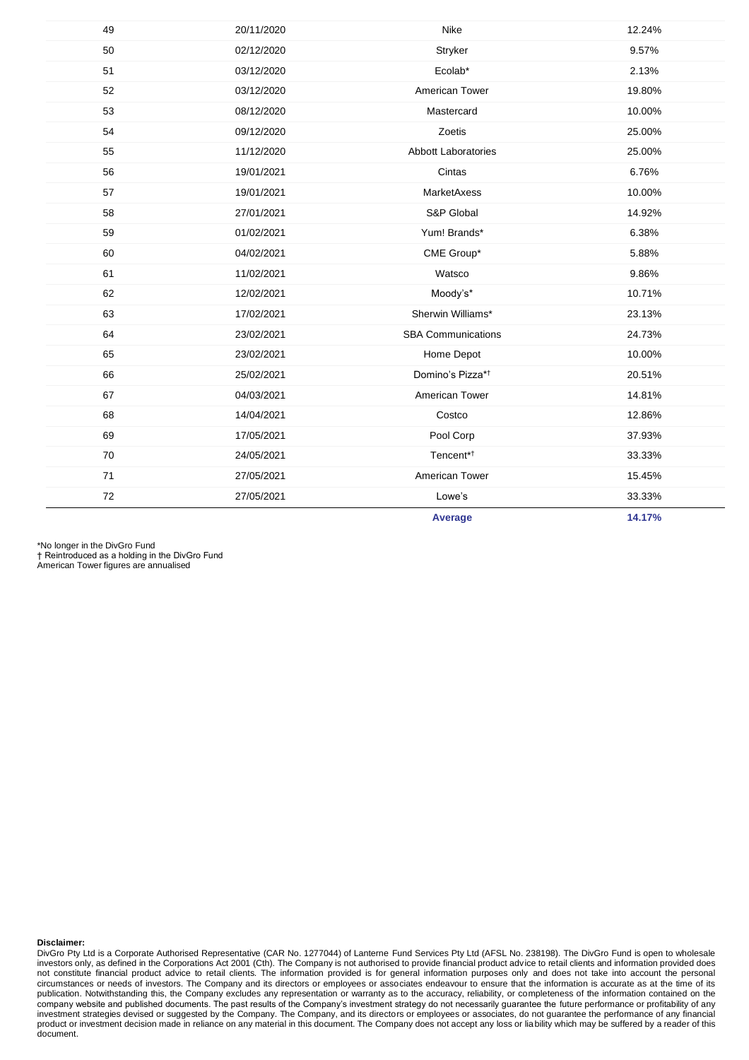| | | | |
|---|---|---|---|
| 49 | 20/11/2020 | Nike | 12.24% |
| 50 | 02/12/2020 | Stryker | 9.57% |
| 51 | 03/12/2020 | Ecolab* | 2.13% |
| 52 | 03/12/2020 | American Tower | 19.80% |
| 53 | 08/12/2020 | Mastercard | 10.00% |
| 54 | 09/12/2020 | Zoetis | 25.00% |
| 55 | 11/12/2020 | Abbott Laboratories | 25.00% |
| 56 | 19/01/2021 | Cintas | 6.76% |
| 57 | 19/01/2021 | MarketAxess | 10.00% |
| 58 | 27/01/2021 | S&P Global | 14.92% |
| 59 | 01/02/2021 | Yum! Brands* | 6.38% |
| 60 | 04/02/2021 | CME Group* | 5.88% |
| 61 | 11/02/2021 | Watsco | 9.86% |
| 62 | 12/02/2021 | Moody's* | 10.71% |
| 63 | 17/02/2021 | Sherwin Williams* | 23.13% |
| 64 | 23/02/2021 | SBA Communications | 24.73% |
| 65 | 23/02/2021 | Home Depot | 10.00% |
| 66 | 25/02/2021 | Domino's Pizza*† | 20.51% |
| 67 | 04/03/2021 | American Tower | 14.81% |
| 68 | 14/04/2021 | Costco | 12.86% |
| 69 | 17/05/2021 | Pool Corp | 37.93% |
| 70 | 24/05/2021 | Tencent*† | 33.33% |
| 71 | 27/05/2021 | American Tower | 15.45% |
| 72 | 27/05/2021 | Lowe's | 33.33% |
| | | **Average** | **14.17%** |

*No longer in the DivGro Fund
† Reintroduced as a holding in the DivGro Fund
American Tower figures are annualised

**Disclaimer:**
DivGro Pty Ltd is a Corporate Authorised Representative (CAR No. 1277044) of Lanterne Fund Services Pty Ltd (AFSL No. 238198). The DivGro Fund is open to wholesale investors only, as defined in the Corporations Act 2001 (Cth). The Company is not authorised to provide financial product advice to retail clients and information provided does not constitute financial product advice to retail clients. The information provided is for general information purposes only and does not take into account the personal circumstances or needs of investors. The Company and its directors or employees or associates endeavour to ensure that the information is accurate as at the time of its publication. Notwithstanding this, the Company excludes any representation or warranty as to the accuracy, reliability, or completeness of the information contained on the company website and published documents. The past results of the Company's investment strategy do not necessarily guarantee the future performance or profitability of any investment strategies devised or suggested by the Company. The Company, and its directors or employees or associates, do not guarantee the performance of any financial product or investment decision made in reliance on any material in this document. The Company does not accept any loss or liability which may be suffered by a reader of this document.